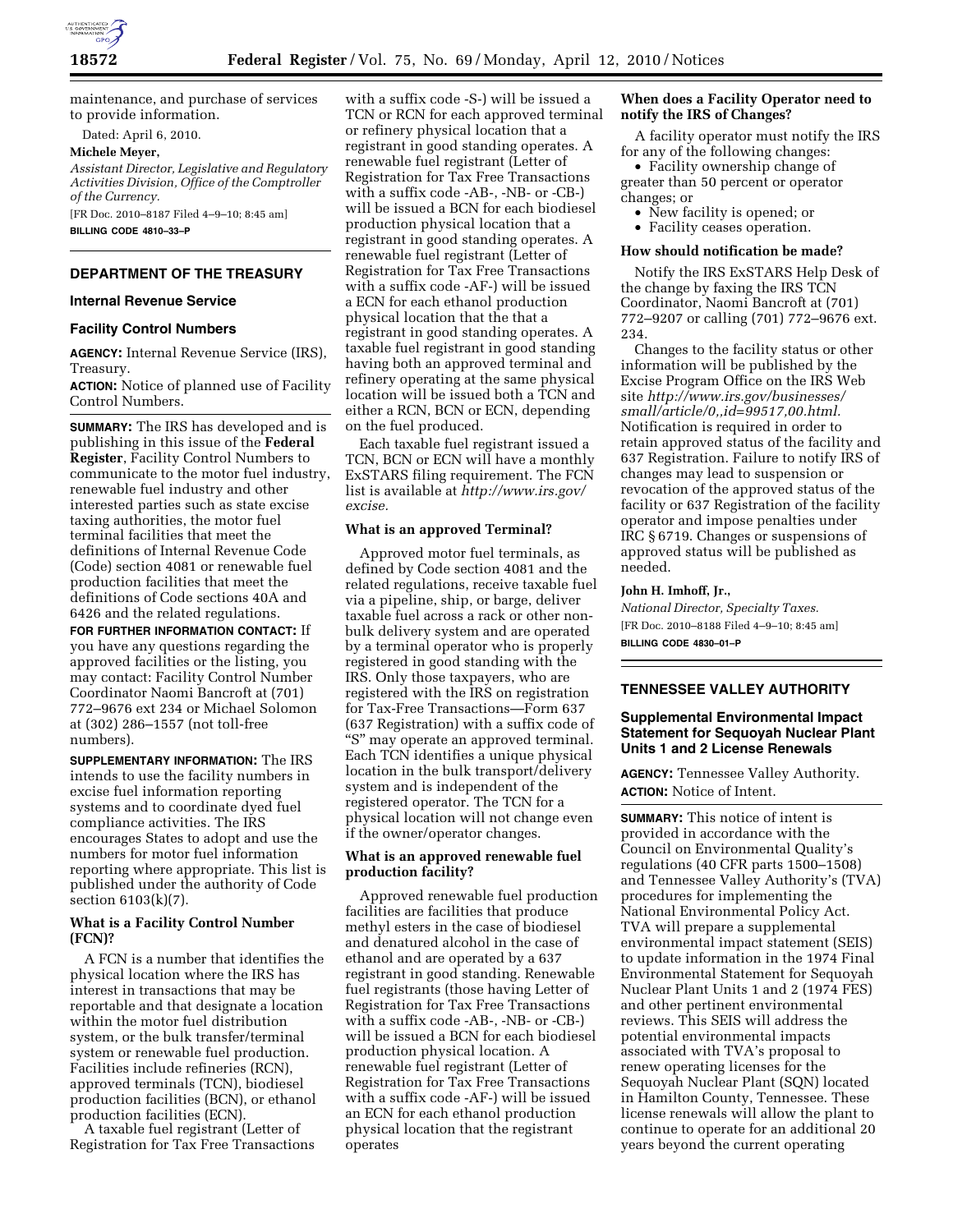maintenance, and purchase of services to provide information.

Dated: April 6, 2010.

**Michele Meyer,**

*Assistant Director, Legislative and Regulatory Activities Division, Office of the Comptroller of the Currency.*

[FR Doc. 2010–8187 Filed 4–9–10; 8:45 am]

**BILLING CODE 4810–33–P**

## DEPARTMENT OF THE TREASURY

### Internal Revenue Service

### Facility Control Numbers

**AGENCY:** Internal Revenue Service (IRS), Treasury.

**ACTION:** Notice of planned use of Facility Control Numbers.

**SUMMARY:** The IRS has developed and is publishing in this issue of the **Federal Register**, Facility Control Numbers to communicate to the motor fuel industry, renewable fuel industry and other interested parties such as state excise taxing authorities, the motor fuel terminal facilities that meet the definitions of Internal Revenue Code (Code) section 4081 or renewable fuel production facilities that meet the definitions of Code sections 40A and 6426 and the related regulations.

**FOR FURTHER INFORMATION CONTACT:** If you have any questions regarding the approved facilities or the listing, you may contact: Facility Control Number Coordinator Naomi Bancroft at (701) 772–9676 ext 234 or Michael Solomon at (302) 286–1557 (not toll-free numbers).

**SUPPLEMENTARY INFORMATION:** The IRS intends to use the facility numbers in excise fuel information reporting systems and to coordinate dyed fuel compliance activities. The IRS encourages States to adopt and use the numbers for motor fuel information reporting where appropriate. This list is published under the authority of Code section 6103(k)(7).

#### What is a Facility Control Number (FCN)?

A FCN is a number that identifies the physical location where the IRS has interest in transactions that may be reportable and that designate a location within the motor fuel distribution system, or the bulk transfer/terminal system or renewable fuel production. Facilities include refineries (RCN), approved terminals (TCN), biodiesel production facilities (BCN), or ethanol production facilities (ECN).

A taxable fuel registrant (Letter of Registration for Tax Free Transactions with a suffix code -S-) will be issued a TCN or RCN for each approved terminal or refinery physical location that a registrant in good standing operates. A renewable fuel registrant (Letter of Registration for Tax Free Transactions with a suffix code -AB-, -NB- or -CB-) will be issued a BCN for each biodiesel production physical location that a registrant in good standing operates. A renewable fuel registrant (Letter of Registration for Tax Free Transactions with a suffix code -AF-) will be issued a ECN for each ethanol production physical location that the that a registrant in good standing operates. A taxable fuel registrant in good standing having both an approved terminal and refinery operating at the same physical location will be issued both a TCN and either a RCN, BCN or ECN, depending on the fuel produced.

Each taxable fuel registrant issued a TCN, BCN or ECN will have a monthly ExSTARS filing requirement. The FCN list is available at *http://www.irs.gov/excise.*

#### What is an approved Terminal?

Approved motor fuel terminals, as defined by Code section 4081 and the related regulations, receive taxable fuel via a pipeline, ship, or barge, deliver taxable fuel across a rack or other non-bulk delivery system and are operated by a terminal operator who is properly registered in good standing with the IRS. Only those taxpayers, who are registered with the IRS on registration for Tax-Free Transactions—Form 637 (637 Registration) with a suffix code of "S" may operate an approved terminal. Each TCN identifies a unique physical location in the bulk transport/delivery system and is independent of the registered operator. The TCN for a physical location will not change even if the owner/operator changes.

#### What is an approved renewable fuel production facility?

Approved renewable fuel production facilities are facilities that produce methyl esters in the case of biodiesel and denatured alcohol in the case of ethanol and are operated by a 637 registrant in good standing. Renewable fuel registrants (those having Letter of Registration for Tax Free Transactions with a suffix code -AB-, -NB- or -CB-) will be issued a BCN for each biodiesel production physical location. A renewable fuel registrant (Letter of Registration for Tax Free Transactions with a suffix code -AF-) will be issued an ECN for each ethanol production physical location that the registrant operates

#### When does a Facility Operator need to notify the IRS of Changes?

A facility operator must notify the IRS for any of the following changes:

- Facility ownership change of greater than 50 percent or operator changes; or
- New facility is opened; or
- Facility ceases operation.

#### How should notification be made?

Notify the IRS ExSTARS Help Desk of the change by faxing the IRS TCN Coordinator, Naomi Bancroft at (701) 772–9207 or calling (701) 772–9676 ext. 234.

Changes to the facility status or other information will be published by the Excise Program Office on the IRS Web site *http://www.irs.gov/businesses/small/article/0,,id=99517,00.html.* Notification is required in order to retain approved status of the facility and 637 Registration. Failure to notify IRS of changes may lead to suspension or revocation of the approved status of the facility or 637 Registration of the facility operator and impose penalties under IRC § 6719. Changes or suspensions of approved status will be published as needed.

**John H. Imhoff, Jr.,**

*National Director, Specialty Taxes.*

[FR Doc. 2010–8188 Filed 4–9–10; 8:45 am]

**BILLING CODE 4830–01–P**

## TENNESSEE VALLEY AUTHORITY

### Supplemental Environmental Impact Statement for Sequoyah Nuclear Plant Units 1 and 2 License Renewals

**AGENCY:** Tennessee Valley Authority.

**ACTION:** Notice of Intent.

**SUMMARY:** This notice of intent is provided in accordance with the Council on Environmental Quality's regulations (40 CFR parts 1500–1508) and Tennessee Valley Authority's (TVA) procedures for implementing the National Environmental Policy Act. TVA will prepare a supplemental environmental impact statement (SEIS) to update information in the 1974 Final Environmental Statement for Sequoyah Nuclear Plant Units 1 and 2 (1974 FES) and other pertinent environmental reviews. This SEIS will address the potential environmental impacts associated with TVA's proposal to renew operating licenses for the Sequoyah Nuclear Plant (SQN) located in Hamilton County, Tennessee. These license renewals will allow the plant to continue to operate for an additional 20 years beyond the current operating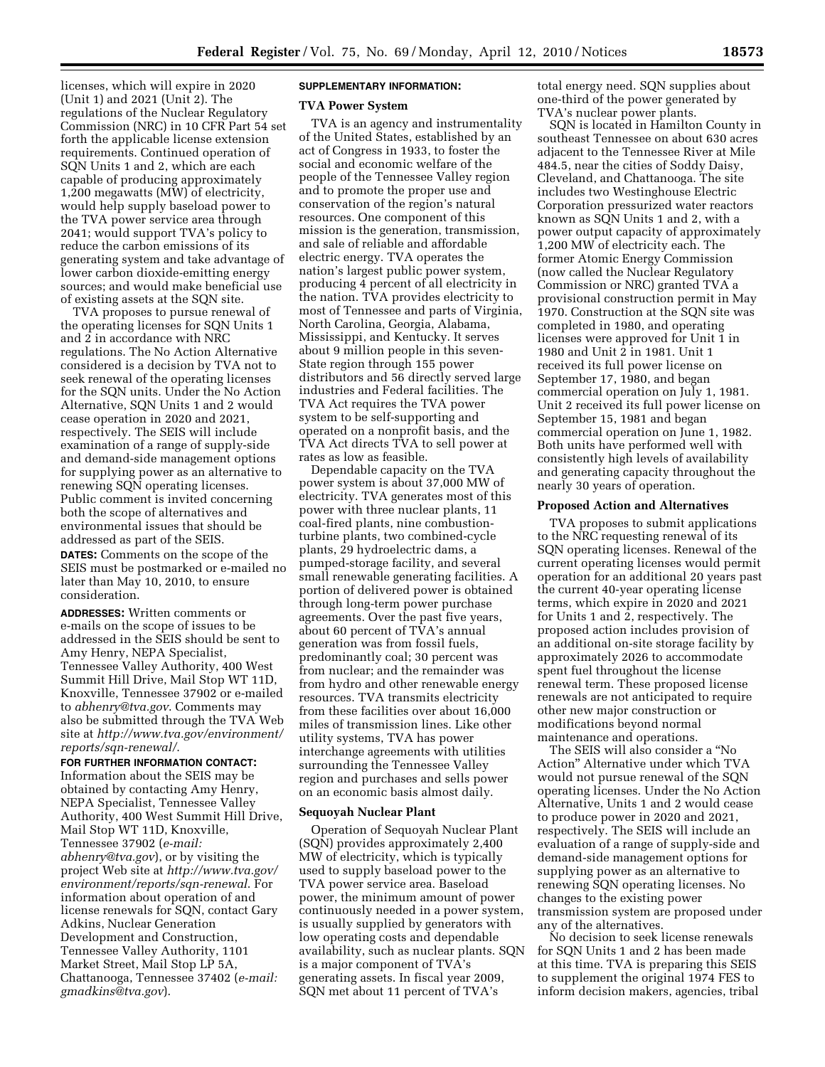licenses, which will expire in 2020 (Unit 1) and 2021 (Unit 2). The regulations of the Nuclear Regulatory Commission (NRC) in 10 CFR Part 54 set forth the applicable license extension requirements. Continued operation of SQN Units 1 and 2, which are each capable of producing approximately 1,200 megawatts (MW) of electricity, would help supply baseload power to the TVA power service area through 2041; would support TVA's policy to reduce the carbon emissions of its generating system and take advantage of lower carbon dioxide-emitting energy sources; and would make beneficial use of existing assets at the SQN site.

TVA proposes to pursue renewal of the operating licenses for SQN Units 1 and 2 in accordance with NRC regulations. The No Action Alternative considered is a decision by TVA not to seek renewal of the operating licenses for the SQN units. Under the No Action Alternative, SQN Units 1 and 2 would cease operation in 2020 and 2021, respectively. The SEIS will include examination of a range of supply-side and demand-side management options for supplying power as an alternative to renewing SQN operating licenses. Public comment is invited concerning both the scope of alternatives and environmental issues that should be addressed as part of the SEIS.

**DATES:** Comments on the scope of the SEIS must be postmarked or e-mailed no later than May 10, 2010, to ensure consideration.

**ADDRESSES:** Written comments or e-mails on the scope of issues to be addressed in the SEIS should be sent to Amy Henry, NEPA Specialist, Tennessee Valley Authority, 400 West Summit Hill Drive, Mail Stop WT 11D, Knoxville, Tennessee 37902 or e-mailed to *abhenry@tva.gov*. Comments may also be submitted through the TVA Web site at *http://www.tva.gov/environment/reports/sqn-renewal/*.

**FOR FURTHER INFORMATION CONTACT:** Information about the SEIS may be obtained by contacting Amy Henry, NEPA Specialist, Tennessee Valley Authority, 400 West Summit Hill Drive, Mail Stop WT 11D, Knoxville, Tennessee 37902 (*e-mail: abhenry@tva.gov*), or by visiting the project Web site at *http://www.tva.gov/environment/reports/sqn-renewal*. For information about operation of and license renewals for SQN, contact Gary Adkins, Nuclear Generation Development and Construction, Tennessee Valley Authority, 1101 Market Street, Mail Stop LP 5A, Chattanooga, Tennessee 37402 (*e-mail: gmadkins@tva.gov*).

**SUPPLEMENTARY INFORMATION:**

**TVA Power System**

TVA is an agency and instrumentality of the United States, established by an act of Congress in 1933, to foster the social and economic welfare of the people of the Tennessee Valley region and to promote the proper use and conservation of the region's natural resources. One component of this mission is the generation, transmission, and sale of reliable and affordable electric energy. TVA operates the nation's largest public power system, producing 4 percent of all electricity in the nation. TVA provides electricity to most of Tennessee and parts of Virginia, North Carolina, Georgia, Alabama, Mississippi, and Kentucky. It serves about 9 million people in this seven-State region through 155 power distributors and 56 directly served large industries and Federal facilities. The TVA Act requires the TVA power system to be self-supporting and operated on a nonprofit basis, and the TVA Act directs TVA to sell power at rates as low as feasible.

Dependable capacity on the TVA power system is about 37,000 MW of electricity. TVA generates most of this power with three nuclear plants, 11 coal-fired plants, nine combustion-turbine plants, two combined-cycle plants, 29 hydroelectric dams, a pumped-storage facility, and several small renewable generating facilities. A portion of delivered power is obtained through long-term power purchase agreements. Over the past five years, about 60 percent of TVA's annual generation was from fossil fuels, predominantly coal; 30 percent was from nuclear; and the remainder was from hydro and other renewable energy resources. TVA transmits electricity from these facilities over about 16,000 miles of transmission lines. Like other utility systems, TVA has power interchange agreements with utilities surrounding the Tennessee Valley region and purchases and sells power on an economic basis almost daily.

**Sequoyah Nuclear Plant**

Operation of Sequoyah Nuclear Plant (SQN) provides approximately 2,400 MW of electricity, which is typically used to supply baseload power to the TVA power service area. Baseload power, the minimum amount of power continuously needed in a power system, is usually supplied by generators with low operating costs and dependable availability, such as nuclear plants. SQN is a major component of TVA's generating assets. In fiscal year 2009, SQN met about 11 percent of TVA's total energy need. SQN supplies about one-third of the power generated by TVA's nuclear power plants.

SQN is located in Hamilton County in southeast Tennessee on about 630 acres adjacent to the Tennessee River at Mile 484.5, near the cities of Soddy Daisy, Cleveland, and Chattanooga. The site includes two Westinghouse Electric Corporation pressurized water reactors known as SQN Units 1 and 2, with a power output capacity of approximately 1,200 MW of electricity each. The former Atomic Energy Commission (now called the Nuclear Regulatory Commission or NRC) granted TVA a provisional construction permit in May 1970. Construction at the SQN site was completed in 1980, and operating licenses were approved for Unit 1 in 1980 and Unit 2 in 1981. Unit 1 received its full power license on September 17, 1980, and began commercial operation on July 1, 1981. Unit 2 received its full power license on September 15, 1981 and began commercial operation on June 1, 1982. Both units have performed well with consistently high levels of availability and generating capacity throughout the nearly 30 years of operation.

**Proposed Action and Alternatives**

TVA proposes to submit applications to the NRC requesting renewal of its SQN operating licenses. Renewal of the current operating licenses would permit operation for an additional 20 years past the current 40-year operating license terms, which expire in 2020 and 2021 for Units 1 and 2, respectively. The proposed action includes provision of an additional on-site storage facility by approximately 2026 to accommodate spent fuel throughout the license renewal term. These proposed license renewals are not anticipated to require other new major construction or modifications beyond normal maintenance and operations.

The SEIS will also consider a "No Action" Alternative under which TVA would not pursue renewal of the SQN operating licenses. Under the No Action Alternative, Units 1 and 2 would cease to produce power in 2020 and 2021, respectively. The SEIS will include an evaluation of a range of supply-side and demand-side management options for supplying power as an alternative to renewing SQN operating licenses. No changes to the existing power transmission system are proposed under any of the alternatives.

No decision to seek license renewals for SQN Units 1 and 2 has been made at this time. TVA is preparing this SEIS to supplement the original 1974 FES to inform decision makers, agencies, tribal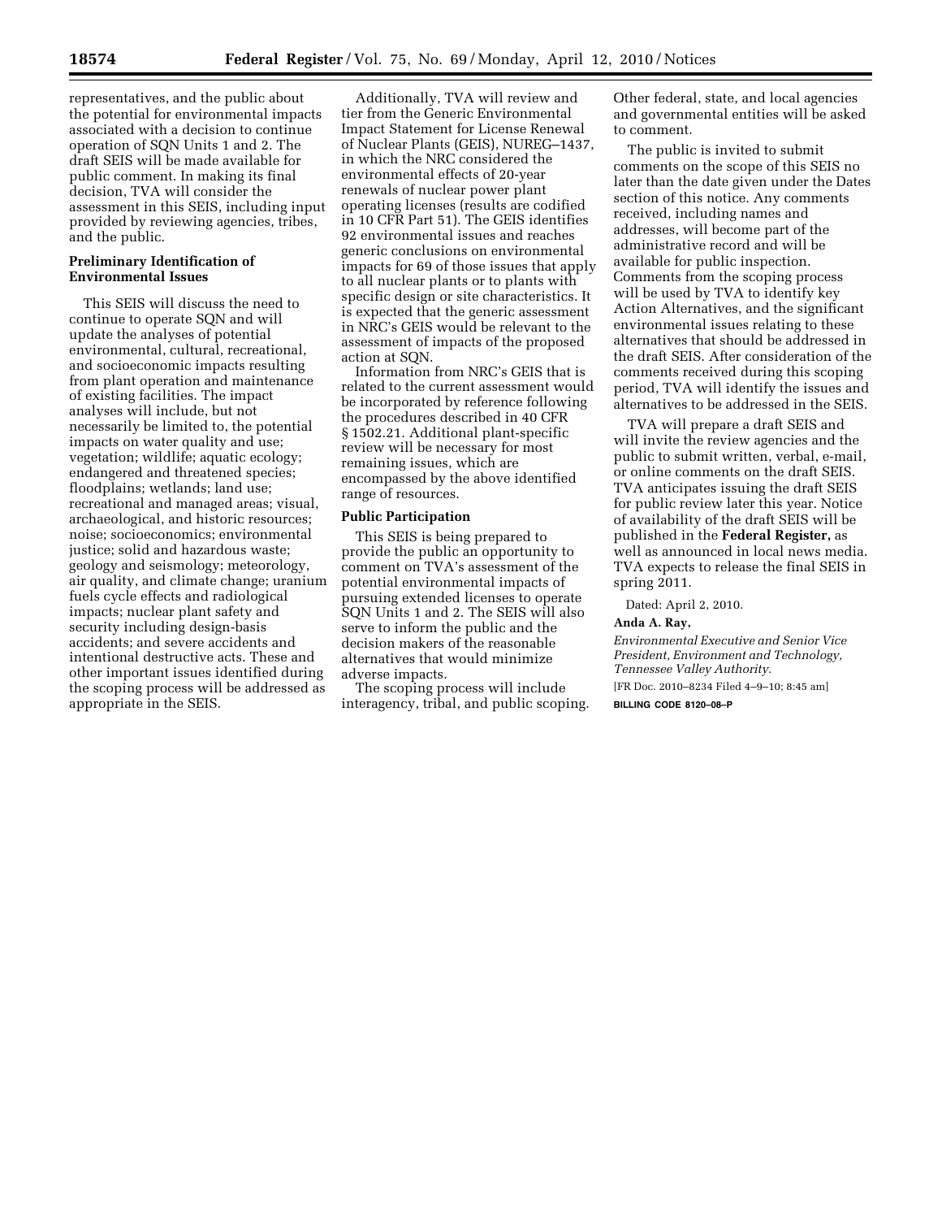representatives, and the public about the potential for environmental impacts associated with a decision to continue operation of SQN Units 1 and 2. The draft SEIS will be made available for public comment. In making its final decision, TVA will consider the assessment in this SEIS, including input provided by reviewing agencies, tribes, and the public.

**Preliminary Identification of Environmental Issues**

This SEIS will discuss the need to continue to operate SQN and will update the analyses of potential environmental, cultural, recreational, and socioeconomic impacts resulting from plant operation and maintenance of existing facilities. The impact analyses will include, but not necessarily be limited to, the potential impacts on water quality and use; vegetation; wildlife; aquatic ecology; endangered and threatened species; floodplains; wetlands; land use; recreational and managed areas; visual, archaeological, and historic resources; noise; socioeconomics; environmental justice; solid and hazardous waste; geology and seismology; meteorology, air quality, and climate change; uranium fuels cycle effects and radiological impacts; nuclear plant safety and security including design-basis accidents; and severe accidents and intentional destructive acts. These and other important issues identified during the scoping process will be addressed as appropriate in the SEIS.

Additionally, TVA will review and tier from the Generic Environmental Impact Statement for License Renewal of Nuclear Plants (GEIS), NUREG–1437, in which the NRC considered the environmental effects of 20-year renewals of nuclear power plant operating licenses (results are codified in 10 CFR Part 51). The GEIS identifies 92 environmental issues and reaches generic conclusions on environmental impacts for 69 of those issues that apply to all nuclear plants or to plants with specific design or site characteristics. It is expected that the generic assessment in NRC's GEIS would be relevant to the assessment of impacts of the proposed action at SQN.

Information from NRC's GEIS that is related to the current assessment would be incorporated by reference following the procedures described in 40 CFR § 1502.21. Additional plant-specific review will be necessary for most remaining issues, which are encompassed by the above identified range of resources.

**Public Participation**

This SEIS is being prepared to provide the public an opportunity to comment on TVA's assessment of the potential environmental impacts of pursuing extended licenses to operate SQN Units 1 and 2. The SEIS will also serve to inform the public and the decision makers of the reasonable alternatives that would minimize adverse impacts.

The scoping process will include interagency, tribal, and public scoping. Other federal, state, and local agencies and governmental entities will be asked to comment.

The public is invited to submit comments on the scope of this SEIS no later than the date given under the Dates section of this notice. Any comments received, including names and addresses, will become part of the administrative record and will be available for public inspection. Comments from the scoping process will be used by TVA to identify key Action Alternatives, and the significant environmental issues relating to these alternatives that should be addressed in the draft SEIS. After consideration of the comments received during this scoping period, TVA will identify the issues and alternatives to be addressed in the SEIS.

TVA will prepare a draft SEIS and will invite the review agencies and the public to submit written, verbal, e-mail, or online comments on the draft SEIS. TVA anticipates issuing the draft SEIS for public review later this year. Notice of availability of the draft SEIS will be published in the **Federal Register,** as well as announced in local news media. TVA expects to release the final SEIS in spring 2011.

Dated: April 2, 2010.

**Anda A. Ray,**

*Environmental Executive and Senior Vice President, Environment and Technology, Tennessee Valley Authority.*

[FR Doc. 2010–8234 Filed 4–9–10; 8:45 am]

**BILLING CODE 8120–08–P**